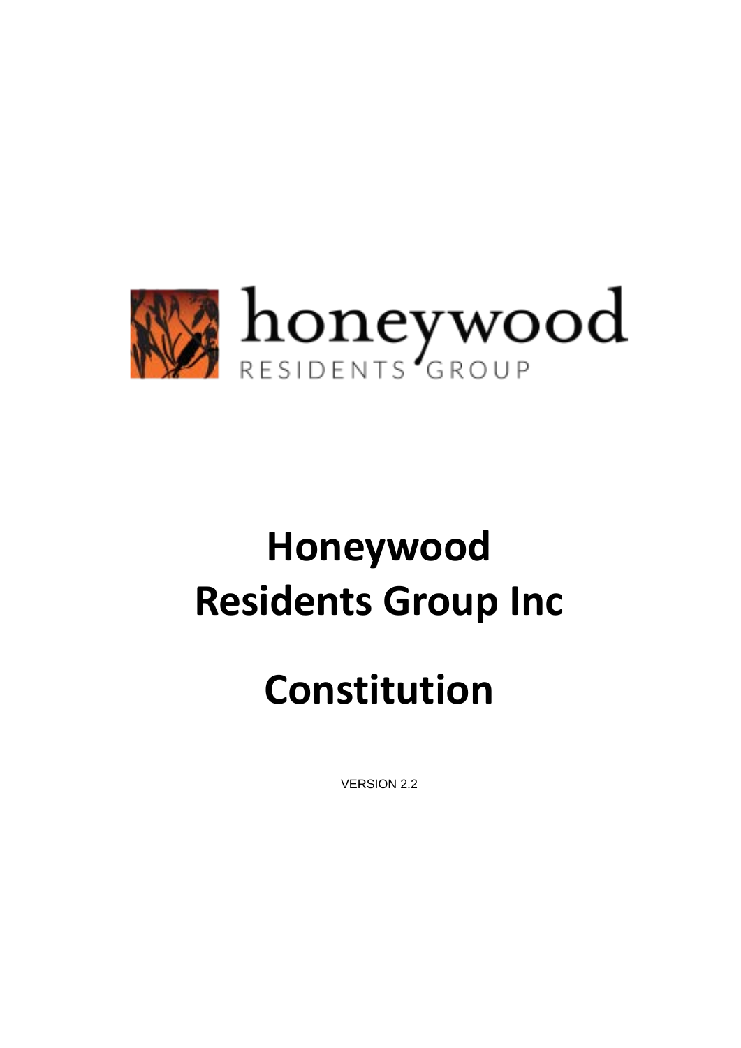honeywood

RESIDENTS GROUP

# Honeywood Residents Group Inc

# Constitution

VERSION 2.2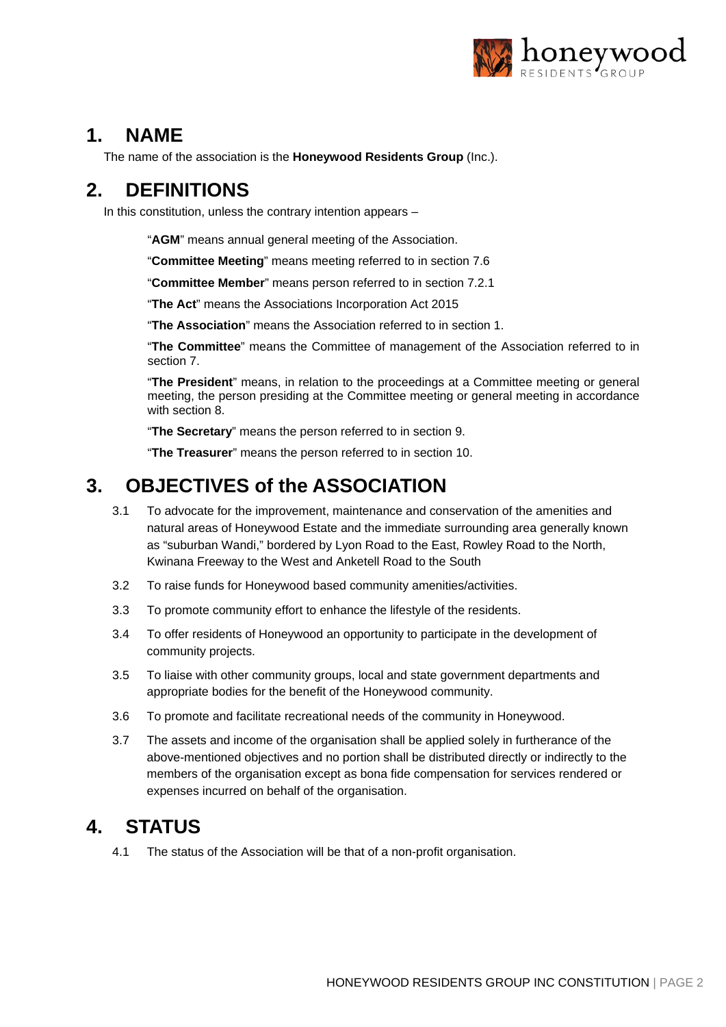# 1. NAME

The name of the association is the **Honeywood Residents Group** (Inc.).

# 2. DEFINITIONS

In this constitution, unless the contrary intention appears –

"**AGM**" means annual general meeting of the Association.

"**Committee Meeting**" means meeting referred to in section 7.6

"**Committee Member**" means person referred to in section 7.2.1

"**The Act**" means the Associations Incorporation Act 2015

"**The Association**" means the Association referred to in section 1.

"**The Committee**" means the Committee of management of the Association referred to in section 7.

"**The President**" means, in relation to the proceedings at a Committee meeting or general meeting, the person presiding at the Committee meeting or general meeting in accordance with section 8.

"**The Secretary**" means the person referred to in section 9.

"**The Treasurer**" means the person referred to in section 10.

# 3. OBJECTIVES of the ASSOCIATION

3.1 To advocate for the improvement, maintenance and conservation of the amenities and natural areas of Honeywood Estate and the immediate surrounding area generally known as "suburban Wandi," bordered by Lyon Road to the East, Rowley Road to the North, Kwinana Freeway to the West and Anketell Road to the South

3.2 To raise funds for Honeywood based community amenities/activities.

3.3 To promote community effort to enhance the lifestyle of the residents.

3.4 To offer residents of Honeywood an opportunity to participate in the development of community projects.

3.5 To liaise with other community groups, local and state government departments and appropriate bodies for the benefit of the Honeywood community.

3.6 To promote and facilitate recreational needs of the community in Honeywood.

3.7 The assets and income of the organisation shall be applied solely in furtherance of the above-mentioned objectives and no portion shall be distributed directly or indirectly to the members of the organisation except as bona fide compensation for services rendered or expenses incurred on behalf of the organisation.

# 4. STATUS

4.1 The status of the Association will be that of a non-profit organisation.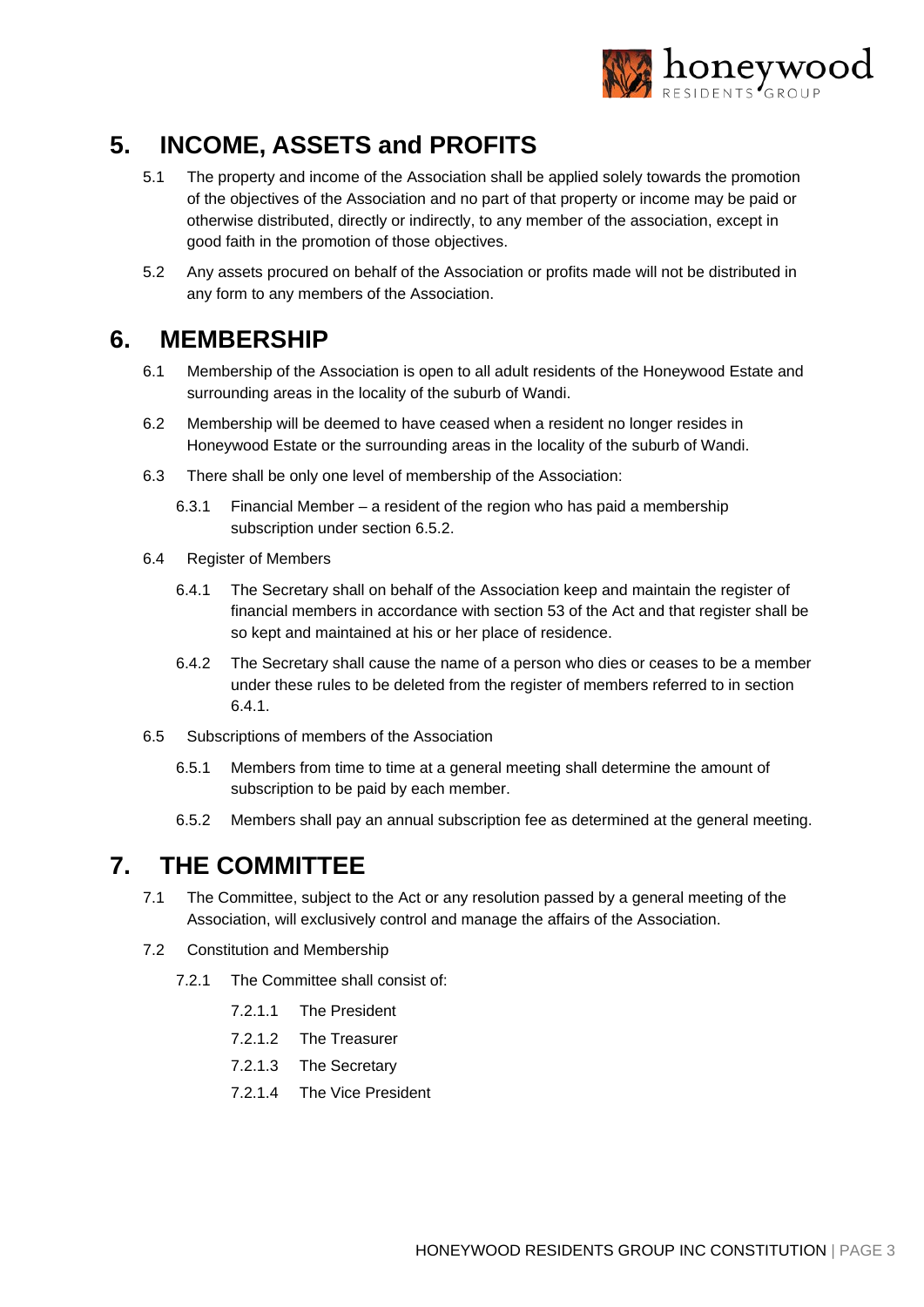## 5. INCOME, ASSETS and PROFITS

5.1 The property and income of the Association shall be applied solely towards the promotion of the objectives of the Association and no part of that property or income may be paid or otherwise distributed, directly or indirectly, to any member of the association, except in good faith in the promotion of those objectives.

5.2 Any assets procured on behalf of the Association or profits made will not be distributed in any form to any members of the Association.

## 6. MEMBERSHIP

6.1 Membership of the Association is open to all adult residents of the Honeywood Estate and surrounding areas in the locality of the suburb of Wandi.

6.2 Membership will be deemed to have ceased when a resident no longer resides in Honeywood Estate or the surrounding areas in the locality of the suburb of Wandi.

6.3 There shall be only one level of membership of the Association:

6.3.1 Financial Member – a resident of the region who has paid a membership subscription under section 6.5.2.

6.4 Register of Members

6.4.1 The Secretary shall on behalf of the Association keep and maintain the register of financial members in accordance with section 53 of the Act and that register shall be so kept and maintained at his or her place of residence.

6.4.2 The Secretary shall cause the name of a person who dies or ceases to be a member under these rules to be deleted from the register of members referred to in section 6.4.1.

6.5 Subscriptions of members of the Association

6.5.1 Members from time to time at a general meeting shall determine the amount of subscription to be paid by each member.

6.5.2 Members shall pay an annual subscription fee as determined at the general meeting.

## 7. THE COMMITTEE

7.1 The Committee, subject to the Act or any resolution passed by a general meeting of the Association, will exclusively control and manage the affairs of the Association.

7.2 Constitution and Membership

7.2.1 The Committee shall consist of:

7.2.1.1 The President

7.2.1.2 The Treasurer

7.2.1.3 The Secretary

7.2.1.4 The Vice President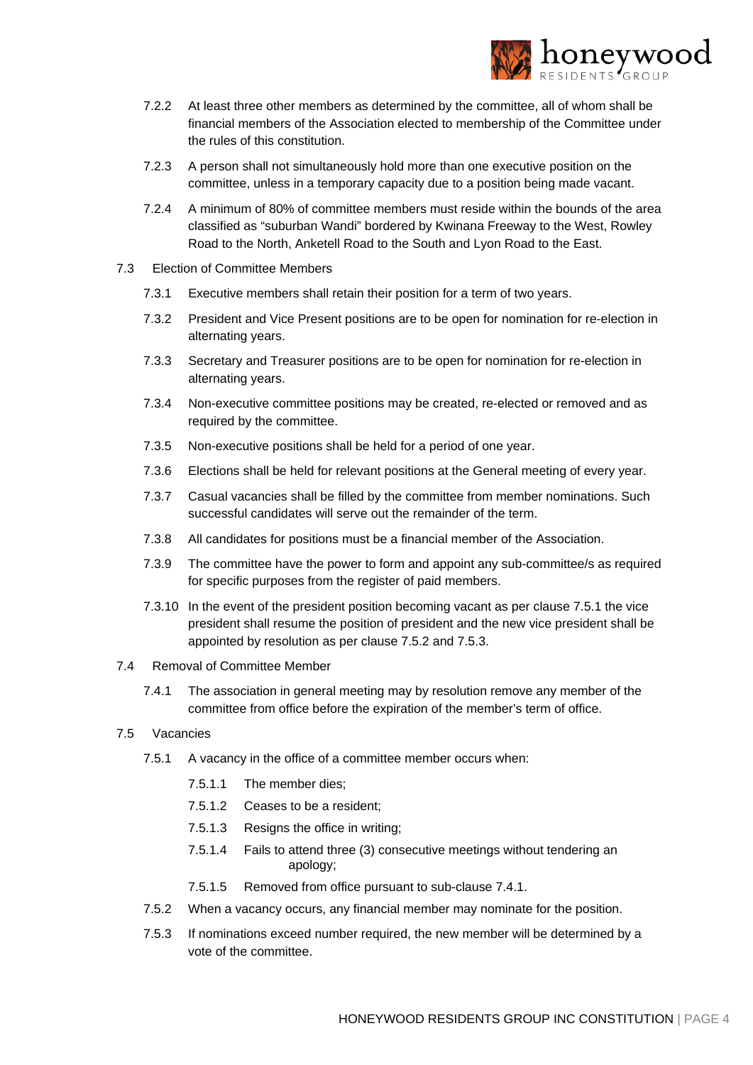7.2.2 At least three other members as determined by the committee, all of whom shall be financial members of the Association elected to membership of the Committee under the rules of this constitution.

7.2.3 A person shall not simultaneously hold more than one executive position on the committee, unless in a temporary capacity due to a position being made vacant.

7.2.4 A minimum of 80% of committee members must reside within the bounds of the area classified as "suburban Wandi" bordered by Kwinana Freeway to the West, Rowley Road to the North, Anketell Road to the South and Lyon Road to the East.

7.3 Election of Committee Members

7.3.1 Executive members shall retain their position for a term of two years.

7.3.2 President and Vice Present positions are to be open for nomination for re-election in alternating years.

7.3.3 Secretary and Treasurer positions are to be open for nomination for re-election in alternating years.

7.3.4 Non-executive committee positions may be created, re-elected or removed and as required by the committee.

7.3.5 Non-executive positions shall be held for a period of one year.

7.3.6 Elections shall be held for relevant positions at the General meeting of every year.

7.3.7 Casual vacancies shall be filled by the committee from member nominations. Such successful candidates will serve out the remainder of the term.

7.3.8 All candidates for positions must be a financial member of the Association.

7.3.9 The committee have the power to form and appoint any sub-committee/s as required for specific purposes from the register of paid members.

7.3.10 In the event of the president position becoming vacant as per clause 7.5.1 the vice president shall resume the position of president and the new vice president shall be appointed by resolution as per clause 7.5.2 and 7.5.3.

7.4 Removal of Committee Member

7.4.1 The association in general meeting may by resolution remove any member of the committee from office before the expiration of the member's term of office.

7.5 Vacancies

7.5.1 A vacancy in the office of a committee member occurs when:

7.5.1.1 The member dies;

7.5.1.2 Ceases to be a resident;

7.5.1.3 Resigns the office in writing;

7.5.1.4 Fails to attend three (3) consecutive meetings without tendering an apology;

7.5.1.5 Removed from office pursuant to sub-clause 7.4.1.

7.5.2 When a vacancy occurs, any financial member may nominate for the position.

7.5.3 If nominations exceed number required, the new member will be determined by a vote of the committee.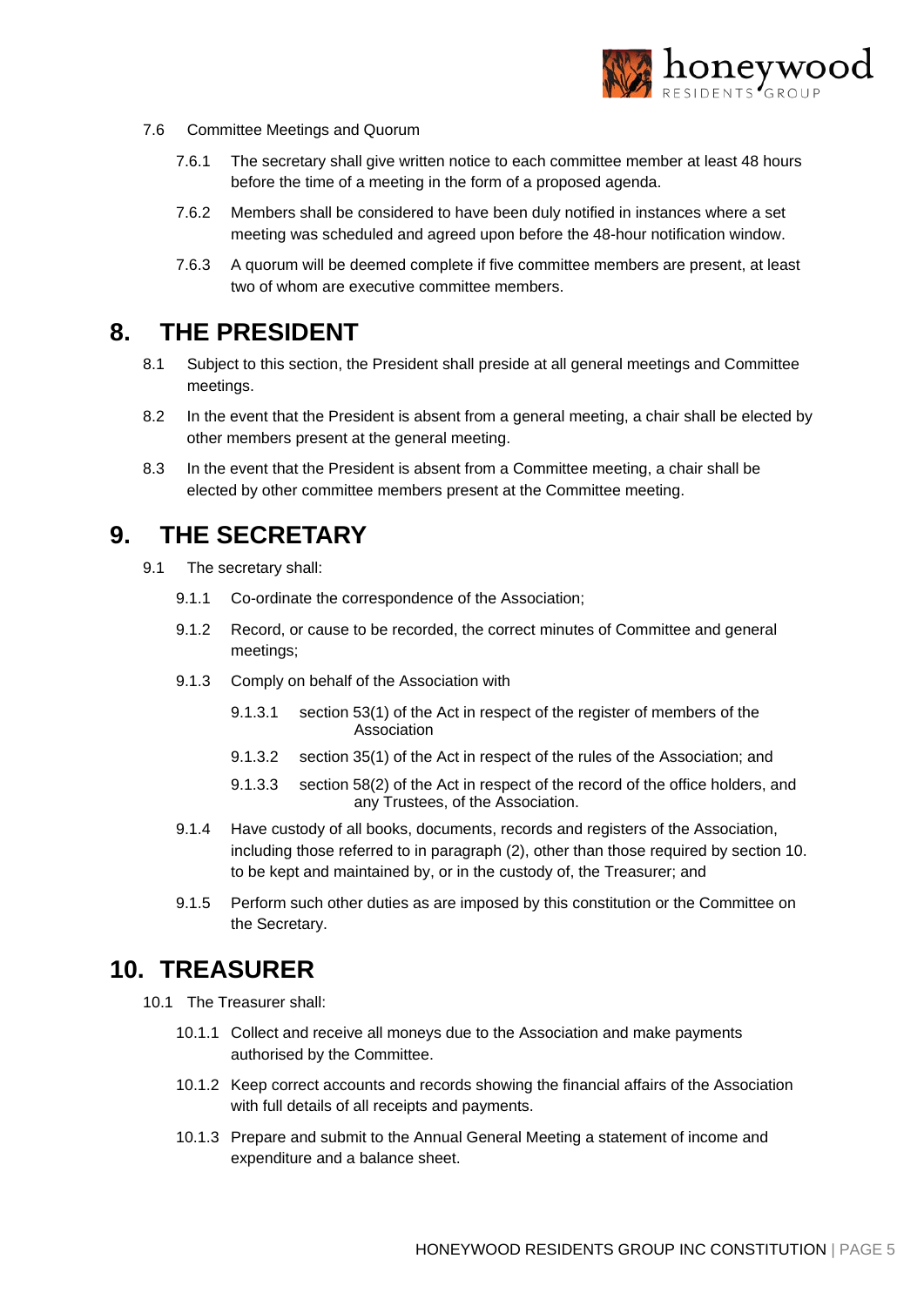7.6 Committee Meetings and Quorum

7.6.1 The secretary shall give written notice to each committee member at least 48 hours before the time of a meeting in the form of a proposed agenda.

7.6.2 Members shall be considered to have been duly notified in instances where a set meeting was scheduled and agreed upon before the 48-hour notification window.

7.6.3 A quorum will be deemed complete if five committee members are present, at least two of whom are executive committee members.

# 8. THE PRESIDENT

8.1 Subject to this section, the President shall preside at all general meetings and Committee meetings.

8.2 In the event that the President is absent from a general meeting, a chair shall be elected by other members present at the general meeting.

8.3 In the event that the President is absent from a Committee meeting, a chair shall be elected by other committee members present at the Committee meeting.

# 9. THE SECRETARY

9.1 The secretary shall:

9.1.1 Co-ordinate the correspondence of the Association;

9.1.2 Record, or cause to be recorded, the correct minutes of Committee and general meetings;

9.1.3 Comply on behalf of the Association with

9.1.3.1 section 53(1) of the Act in respect of the register of members of the Association

9.1.3.2 section 35(1) of the Act in respect of the rules of the Association; and

9.1.3.3 section 58(2) of the Act in respect of the record of the office holders, and any Trustees, of the Association.

9.1.4 Have custody of all books, documents, records and registers of the Association, including those referred to in paragraph (2), other than those required by section 10. to be kept and maintained by, or in the custody of, the Treasurer; and

9.1.5 Perform such other duties as are imposed by this constitution or the Committee on the Secretary.

# 10. TREASURER

10.1 The Treasurer shall:

10.1.1 Collect and receive all moneys due to the Association and make payments authorised by the Committee.

10.1.2 Keep correct accounts and records showing the financial affairs of the Association with full details of all receipts and payments.

10.1.3 Prepare and submit to the Annual General Meeting a statement of income and expenditure and a balance sheet.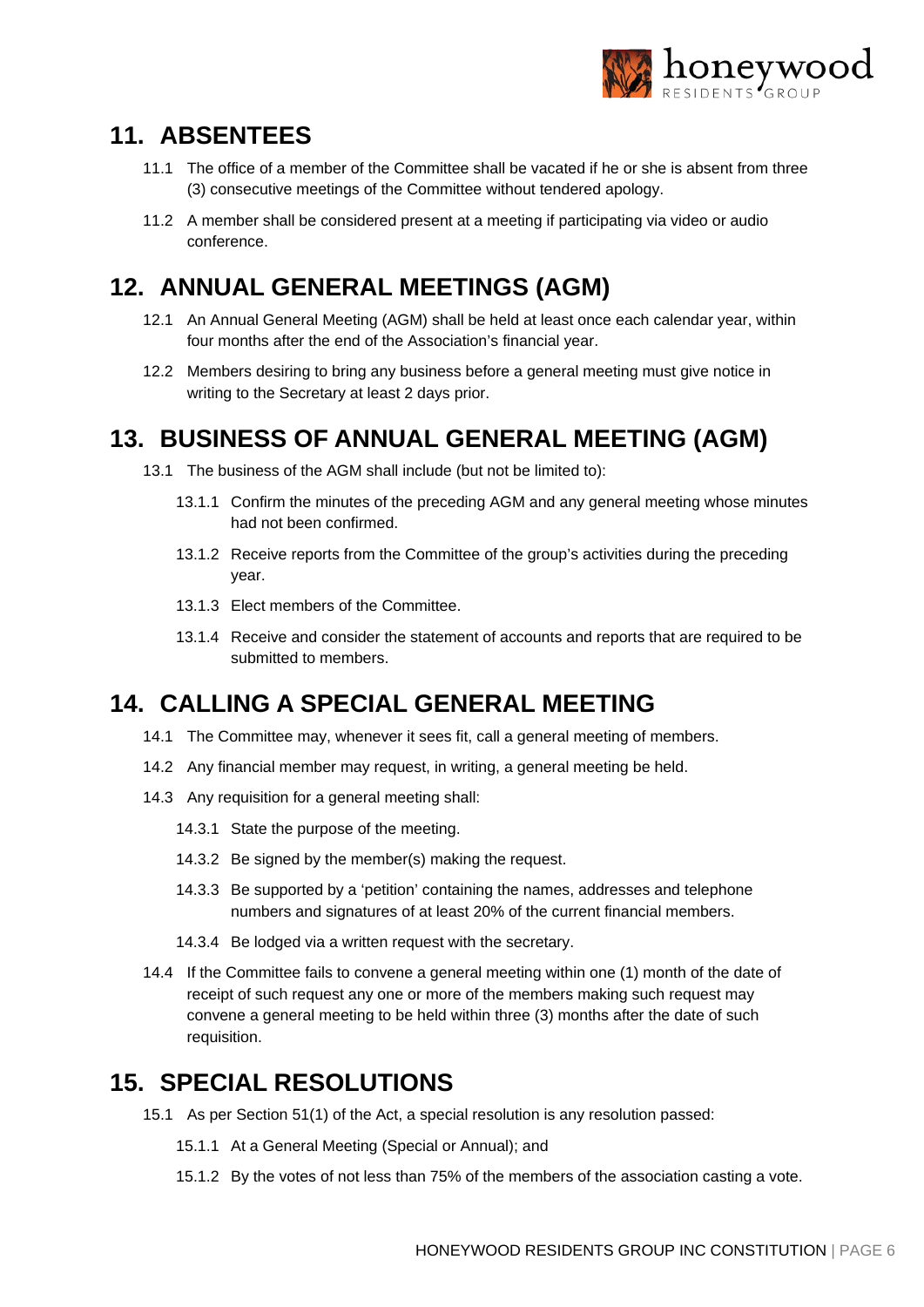## 11. ABSENTEES

11.1 The office of a member of the Committee shall be vacated if he or she is absent from three (3) consecutive meetings of the Committee without tendered apology.

11.2 A member shall be considered present at a meeting if participating via video or audio conference.

## 12. ANNUAL GENERAL MEETINGS (AGM)

12.1 An Annual General Meeting (AGM) shall be held at least once each calendar year, within four months after the end of the Association's financial year.

12.2 Members desiring to bring any business before a general meeting must give notice in writing to the Secretary at least 2 days prior.

## 13. BUSINESS OF ANNUAL GENERAL MEETING (AGM)

13.1 The business of the AGM shall include (but not be limited to):

13.1.1 Confirm the minutes of the preceding AGM and any general meeting whose minutes had not been confirmed.

13.1.2 Receive reports from the Committee of the group's activities during the preceding year.

13.1.3 Elect members of the Committee.

13.1.4 Receive and consider the statement of accounts and reports that are required to be submitted to members.

## 14. CALLING A SPECIAL GENERAL MEETING

14.1 The Committee may, whenever it sees fit, call a general meeting of members.

14.2 Any financial member may request, in writing, a general meeting be held.

14.3 Any requisition for a general meeting shall:

14.3.1 State the purpose of the meeting.

14.3.2 Be signed by the member(s) making the request.

14.3.3 Be supported by a 'petition' containing the names, addresses and telephone numbers and signatures of at least 20% of the current financial members.

14.3.4 Be lodged via a written request with the secretary.

14.4 If the Committee fails to convene a general meeting within one (1) month of the date of receipt of such request any one or more of the members making such request may convene a general meeting to be held within three (3) months after the date of such requisition.

## 15. SPECIAL RESOLUTIONS

15.1 As per Section 51(1) of the Act, a special resolution is any resolution passed:

15.1.1 At a General Meeting (Special or Annual); and

15.1.2 By the votes of not less than 75% of the members of the association casting a vote.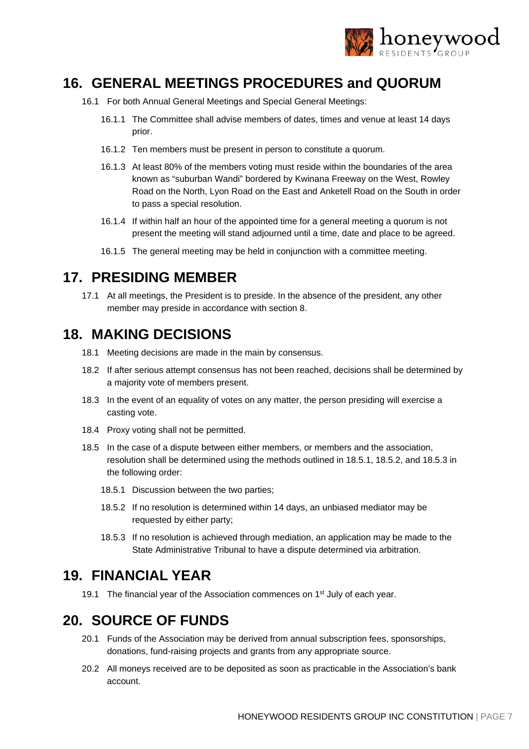## 16. GENERAL MEETINGS PROCEDURES and QUORUM

16.1 For both Annual General Meetings and Special General Meetings:

16.1.1 The Committee shall advise members of dates, times and venue at least 14 days prior.

16.1.2 Ten members must be present in person to constitute a quorum.

16.1.3 At least 80% of the members voting must reside within the boundaries of the area known as "suburban Wandi" bordered by Kwinana Freeway on the West, Rowley Road on the North, Lyon Road on the East and Anketell Road on the South in order to pass a special resolution.

16.1.4 If within half an hour of the appointed time for a general meeting a quorum is not present the meeting will stand adjourned until a time, date and place to be agreed.

16.1.5 The general meeting may be held in conjunction with a committee meeting.

## 17. PRESIDING MEMBER

17.1 At all meetings, the President is to preside. In the absence of the president, any other member may preside in accordance with section 8.

## 18. MAKING DECISIONS

18.1 Meeting decisions are made in the main by consensus.

18.2 If after serious attempt consensus has not been reached, decisions shall be determined by a majority vote of members present.

18.3 In the event of an equality of votes on any matter, the person presiding will exercise a casting vote.

18.4 Proxy voting shall not be permitted.

18.5 In the case of a dispute between either members, or members and the association, resolution shall be determined using the methods outlined in 18.5.1, 18.5.2, and 18.5.3 in the following order:

18.5.1 Discussion between the two parties;

18.5.2 If no resolution is determined within 14 days, an unbiased mediator may be requested by either party;

18.5.3 If no resolution is achieved through mediation, an application may be made to the State Administrative Tribunal to have a dispute determined via arbitration.

## 19. FINANCIAL YEAR

19.1 The financial year of the Association commences on 1st July of each year.

## 20. SOURCE OF FUNDS

20.1 Funds of the Association may be derived from annual subscription fees, sponsorships, donations, fund-raising projects and grants from any appropriate source.

20.2 All moneys received are to be deposited as soon as practicable in the Association's bank account.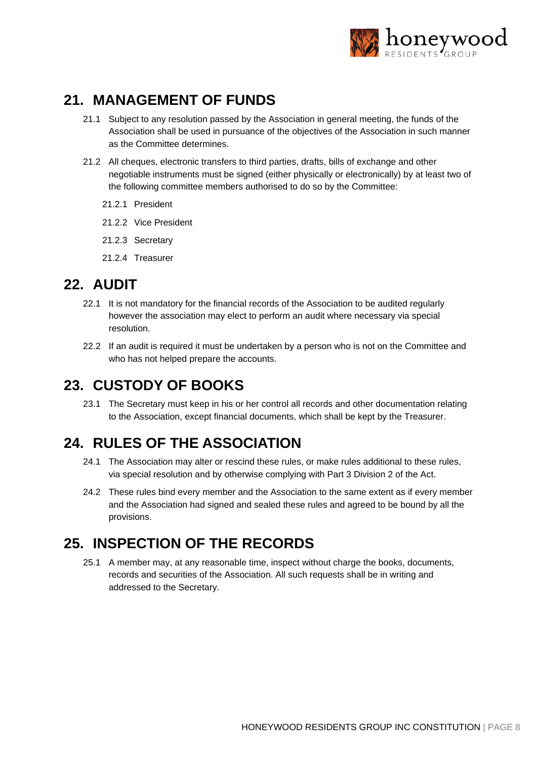## 21. MANAGEMENT OF FUNDS

21.1 Subject to any resolution passed by the Association in general meeting, the funds of the Association shall be used in pursuance of the objectives of the Association in such manner as the Committee determines.

21.2 All cheques, electronic transfers to third parties, drafts, bills of exchange and other negotiable instruments must be signed (either physically or electronically) by at least two of the following committee members authorised to do so by the Committee:

21.2.1 President

21.2.2 Vice President

21.2.3 Secretary

21.2.4 Treasurer

## 22. AUDIT

22.1 It is not mandatory for the financial records of the Association to be audited regularly however the association may elect to perform an audit where necessary via special resolution.

22.2 If an audit is required it must be undertaken by a person who is not on the Committee and who has not helped prepare the accounts.

## 23. CUSTODY OF BOOKS

23.1 The Secretary must keep in his or her control all records and other documentation relating to the Association, except financial documents, which shall be kept by the Treasurer.

## 24. RULES OF THE ASSOCIATION

24.1 The Association may alter or rescind these rules, or make rules additional to these rules, via special resolution and by otherwise complying with Part 3 Division 2 of the Act.

24.2 These rules bind every member and the Association to the same extent as if every member and the Association had signed and sealed these rules and agreed to be bound by all the provisions.

## 25. INSPECTION OF THE RECORDS

25.1 A member may, at any reasonable time, inspect without charge the books, documents, records and securities of the Association. All such requests shall be in writing and addressed to the Secretary.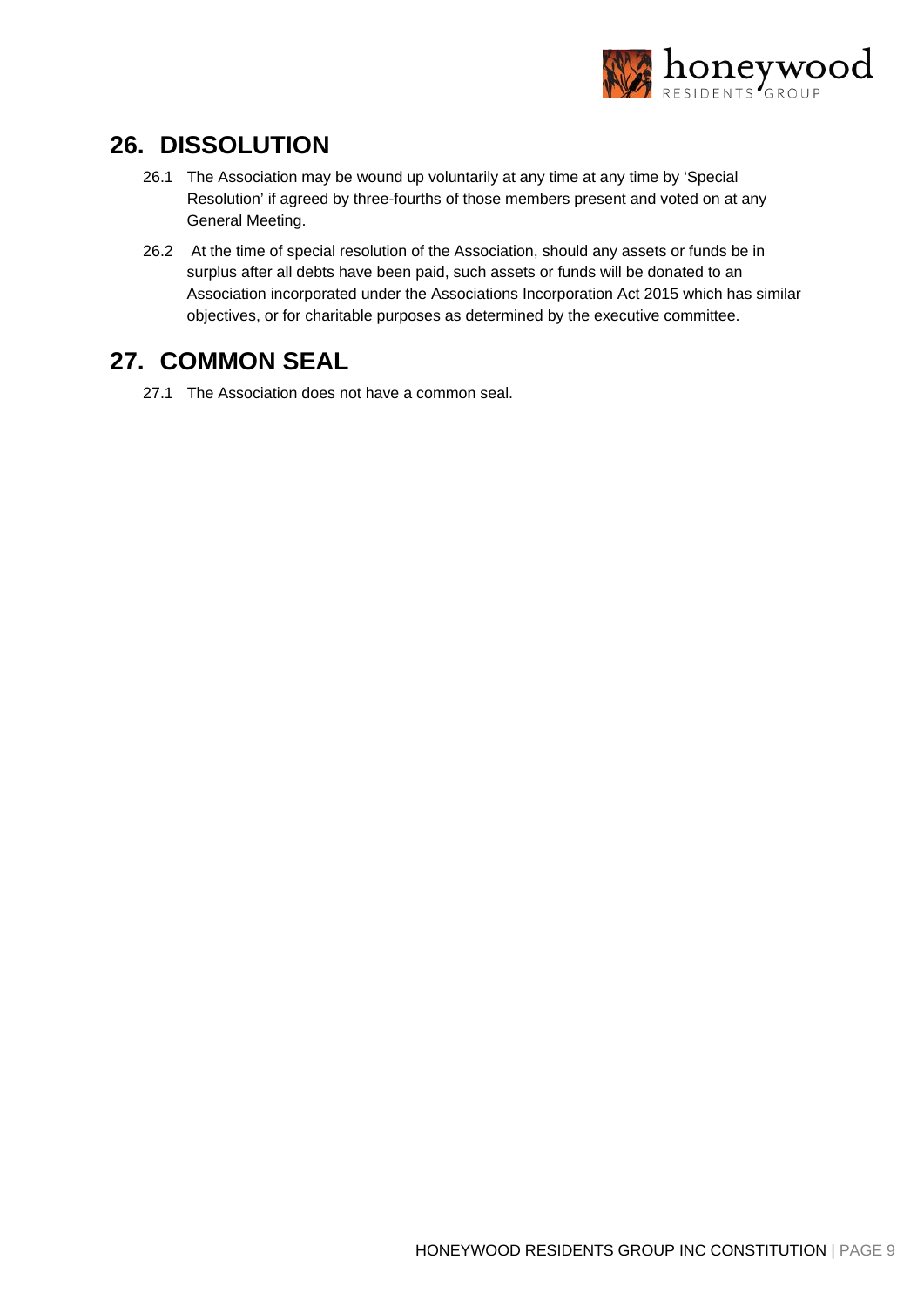## 26. DISSOLUTION

26.1 The Association may be wound up voluntarily at any time at any time by 'Special Resolution' if agreed by three-fourths of those members present and voted on at any General Meeting.

26.2 At the time of special resolution of the Association, should any assets or funds be in surplus after all debts have been paid, such assets or funds will be donated to an Association incorporated under the Associations Incorporation Act 2015 which has similar objectives, or for charitable purposes as determined by the executive committee.

## 27. COMMON SEAL

27.1 The Association does not have a common seal.